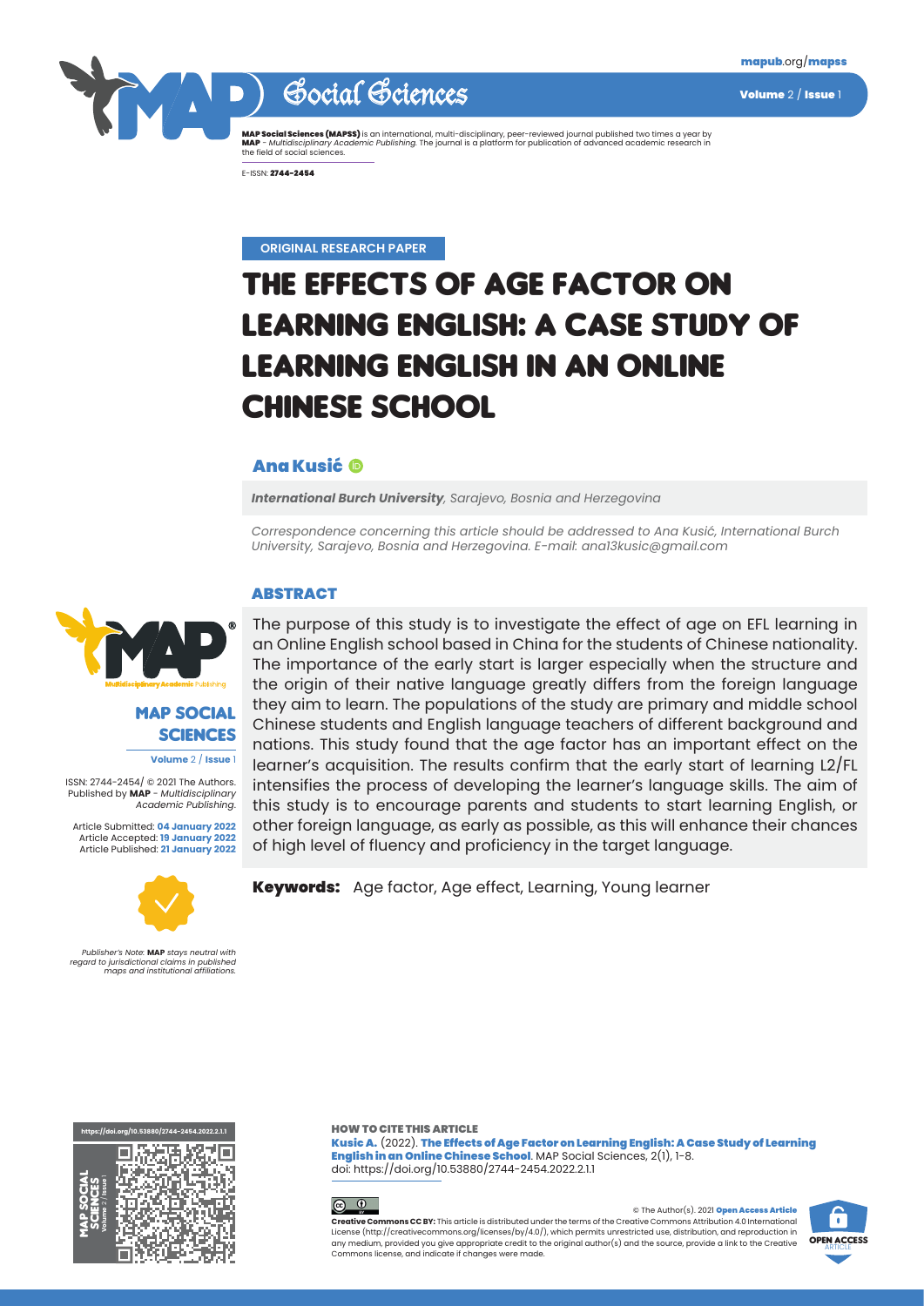ORIGINAL RESEARCH PAPER

# THE EFFECTS OF AGE FACTOR ON LEARNING ENGLISH: A CASE STUDY OF LEARNING ENGLISH IN AN ONLINE CHINESE SCHOOL

**Ana Kusić**

***International Burch University**, Sarajevo, Bosnia and Herzegovina*

*Correspondence concerning this article should be addressed to Ana Kusić, International Burch University, Sarajevo, Bosnia and Herzegovina. E-mail: ana13kusic@gmail.com*

## ABSTRACT

The purpose of this study is to investigate the effect of age on EFL learning in an Online English school based in China for the students of Chinese nationality. The importance of the early start is larger especially when the structure and the origin of their native language greatly differs from the foreign language they aim to learn. The populations of the study are primary and middle school Chinese students and English language teachers of different background and nations. This study found that the age factor has an important effect on the learner's acquisition. The results confirm that the early start of learning L2/FL intensifies the process of developing the learner's language skills. The aim of this study is to encourage parents and students to start learning English, or other foreign language, as early as possible, as this will enhance their chances of high level of fluency and proficiency in the target language.

**Keywords:** Age factor, Age effect, Learning, Young learner

ISSN: 2744-2454/ © 2021 The Authors. Published by **MAP** - *Multidisciplinary Academic Publishing.*

Article Submitted: **04 January 2022**
Article Accepted: **19 January 2022**
Article Published: **21 January 2022**

*Publisher's Note: **MAP** stays neutral with regard to jurisdictional claims in published maps and institutional affiliations.*

**HOW TO CITE THIS ARTICLE**

**Kusic A.** (2022). **The Effects of Age Factor on Learning English: A Case Study of Learning English in an Online Chinese School**. MAP Social Sciences, 2(1), 1-8. doi: https://doi.org/10.53880/2744-2454.2022.2.1.1

© The Author(s). 2021 **Open Access Article**

**Creative Commons CC BY:** This article is distributed under the terms of the Creative Commons Attribution 4.0 International License (http://creativecommons.org/licenses/by/4.0/), which permits unrestricted use, distribution, and reproduction in any medium, provided you give appropriate credit to the original author(s) and the source, provide a link to the Creative Commons license, and indicate if changes were made.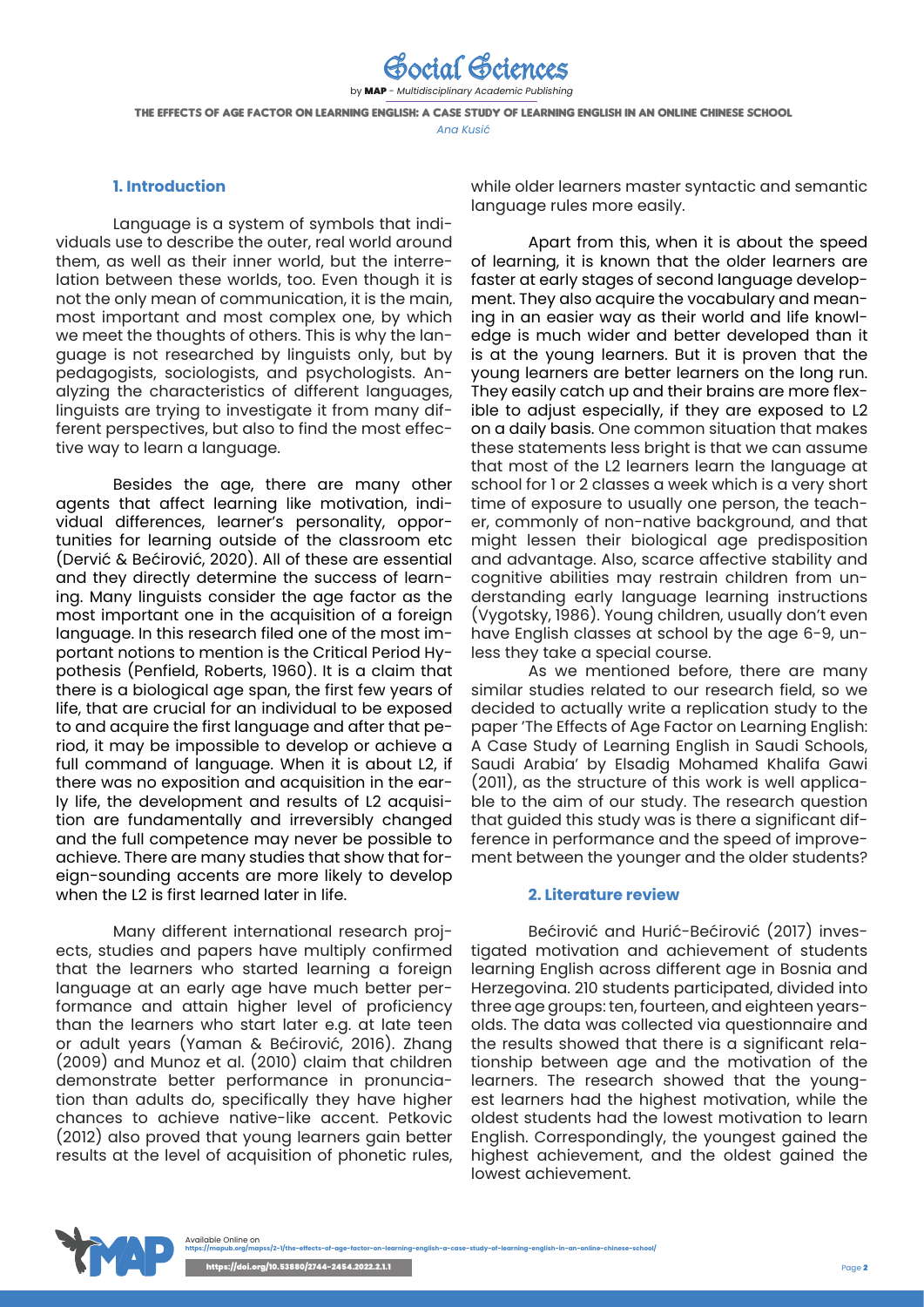## 1. Introduction

Language is a system of symbols that individuals use to describe the outer, real world around them, as well as their inner world, but the interrelation between these worlds, too. Even though it is not the only mean of communication, it is the main, most important and most complex one, by which we meet the thoughts of others. This is why the language is not researched by linguists only, but by pedagogists, sociologists, and psychologists. Analyzing the characteristics of different languages, linguists are trying to investigate it from many different perspectives, but also to find the most effective way to learn a language.

Besides the age, there are many other agents that affect learning like motivation, individual differences, learner's personality, opportunities for learning outside of the classroom etc (Dervić & Bećirović, 2020). All of these are essential and they directly determine the success of learning. Many linguists consider the age factor as the most important one in the acquisition of a foreign language. In this research filed one of the most important notions to mention is the Critical Period Hypothesis (Penfield, Roberts, 1960). It is a claim that there is a biological age span, the first few years of life, that are crucial for an individual to be exposed to and acquire the first language and after that period, it may be impossible to develop or achieve a full command of language. When it is about L2, if there was no exposition and acquisition in the early life, the development and results of L2 acquisition are fundamentally and irreversibly changed and the full competence may never be possible to achieve. There are many studies that show that foreign-sounding accents are more likely to develop when the L2 is first learned later in life.

Many different international research projects, studies and papers have multiply confirmed that the learners who started learning a foreign language at an early age have much better performance and attain higher level of proficiency than the learners who start later e.g. at late teen or adult years (Yaman & Bećirović, 2016). Zhang (2009) and Munoz et al. (2010) claim that children demonstrate better performance in pronunciation than adults do, specifically they have higher chances to achieve native-like accent. Petkovic (2012) also proved that young learners gain better results at the level of acquisition of phonetic rules, while older learners master syntactic and semantic language rules more easily.

Apart from this, when it is about the speed of learning, it is known that the older learners are faster at early stages of second language development. They also acquire the vocabulary and meaning in an easier way as their world and life knowledge is much wider and better developed than it is at the young learners. But it is proven that the young learners are better learners on the long run. They easily catch up and their brains are more flexible to adjust especially, if they are exposed to L2 on a daily basis. One common situation that makes these statements less bright is that we can assume that most of the L2 learners learn the language at school for 1 or 2 classes a week which is a very short time of exposure to usually one person, the teacher, commonly of non-native background, and that might lessen their biological age predisposition and advantage. Also, scarce affective stability and cognitive abilities may restrain children from understanding early language learning instructions (Vygotsky, 1986). Young children, usually don't even have English classes at school by the age 6-9, unless they take a special course.

As we mentioned before, there are many similar studies related to our research field, so we decided to actually write a replication study to the paper 'The Effects of Age Factor on Learning English: A Case Study of Learning English in Saudi Schools, Saudi Arabia' by Elsadig Mohamed Khalifa Gawi (2011), as the structure of this work is well applicable to the aim of our study. The research question that guided this study was is there a significant difference in performance and the speed of improvement between the younger and the older students?

## 2. Literature review

Bećirović and Hurić-Bećirović (2017) investigated motivation and achievement of students learning English across different age in Bosnia and Herzegovina. 210 students participated, divided into three age groups: ten, fourteen, and eighteen years-olds. The data was collected via questionnaire and the results showed that there is a significant relationship between age and the motivation of the learners. The research showed that the youngest learners had the highest motivation, while the oldest students had the lowest motivation to learn English. Correspondingly, the youngest gained the highest achievement, and the oldest gained the lowest achievement.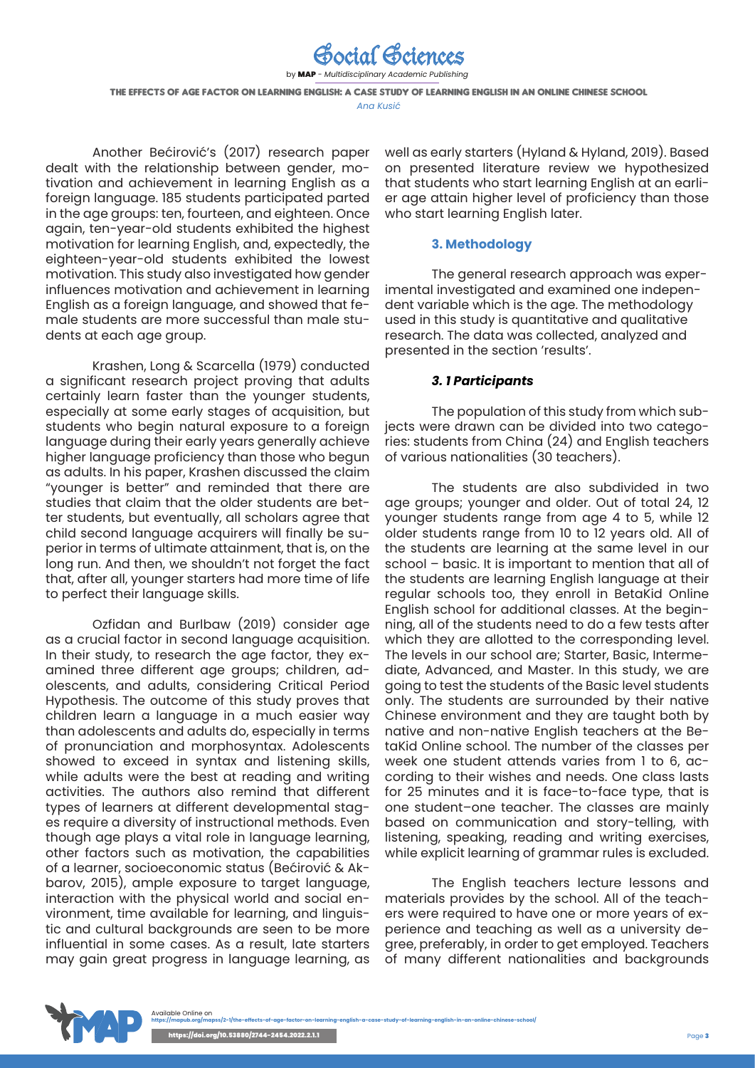Another Bećirović's (2017) research paper dealt with the relationship between gender, motivation and achievement in learning English as a foreign language. 185 students participated parted in the age groups: ten, fourteen, and eighteen. Once again, ten-year-old students exhibited the highest motivation for learning English, and, expectedly, the eighteen-year-old students exhibited the lowest motivation. This study also investigated how gender influences motivation and achievement in learning English as a foreign language, and showed that female students are more successful than male students at each age group.

Krashen, Long & Scarcella (1979) conducted a significant research project proving that adults certainly learn faster than the younger students, especially at some early stages of acquisition, but students who begin natural exposure to a foreign language during their early years generally achieve higher language proficiency than those who begun as adults. In his paper, Krashen discussed the claim "younger is better" and reminded that there are studies that claim that the older students are better students, but eventually, all scholars agree that child second language acquirers will finally be superior in terms of ultimate attainment, that is, on the long run. And then, we shouldn't not forget the fact that, after all, younger starters had more time of life to perfect their language skills.

Ozfidan and Burlbaw (2019) consider age as a crucial factor in second language acquisition. In their study, to research the age factor, they examined three different age groups; children, adolescents, and adults, considering Critical Period Hypothesis. The outcome of this study proves that children learn a language in a much easier way than adolescents and adults do, especially in terms of pronunciation and morphosyntax. Adolescents showed to exceed in syntax and listening skills, while adults were the best at reading and writing activities. The authors also remind that different types of learners at different developmental stages require a diversity of instructional methods. Even though age plays a vital role in language learning, other factors such as motivation, the capabilities of a learner, socioeconomic status (Bećirović & Akbarov, 2015), ample exposure to target language, interaction with the physical world and social environment, time available for learning, and linguistic and cultural backgrounds are seen to be more influential in some cases. As a result, late starters may gain great progress in language learning, as well as early starters (Hyland & Hyland, 2019). Based on presented literature review we hypothesized that students who start learning English at an earlier age attain higher level of proficiency than those who start learning English later.

## 3. Methodology

The general research approach was experimental investigated and examined one independent variable which is the age. The methodology used in this study is quantitative and qualitative research. The data was collected, analyzed and presented in the section 'results'.

### *3. 1 Participants*

The population of this study from which subjects were drawn can be divided into two categories: students from China (24) and English teachers of various nationalities (30 teachers).

The students are also subdivided in two age groups; younger and older. Out of total 24, 12 younger students range from age 4 to 5, while 12 older students range from 10 to 12 years old. All of the students are learning at the same level in our school – basic. It is important to mention that all of the students are learning English language at their regular schools too, they enroll in BetaKid Online English school for additional classes. At the beginning, all of the students need to do a few tests after which they are allotted to the corresponding level. The levels in our school are; Starter, Basic, Intermediate, Advanced, and Master. In this study, we are going to test the students of the Basic level students only. The students are surrounded by their native Chinese environment and they are taught both by native and non-native English teachers at the BetaKid Online school. The number of the classes per week one student attends varies from 1 to 6, according to their wishes and needs. One class lasts for 25 minutes and it is face-to-face type, that is one student–one teacher. The classes are mainly based on communication and story-telling, with listening, speaking, reading and writing exercises, while explicit learning of grammar rules is excluded.

The English teachers lecture lessons and materials provides by the school. All of the teachers were required to have one or more years of experience and teaching as well as a university degree, preferably, in order to get employed. Teachers of many different nationalities and backgrounds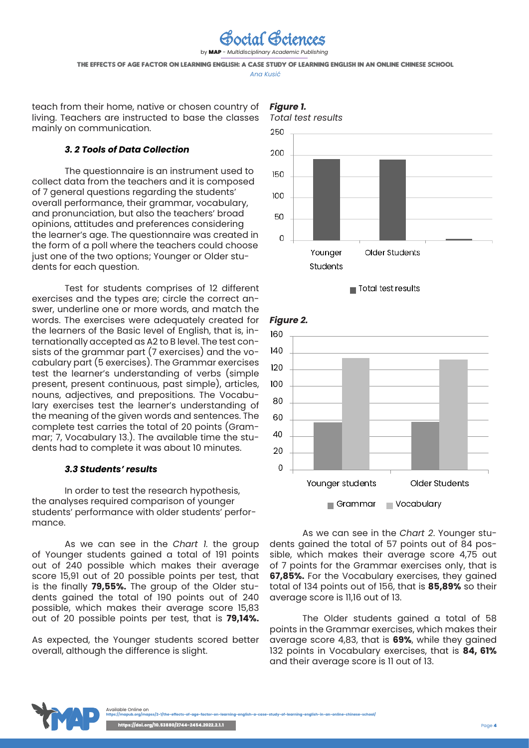teach from their home, native or chosen country of living. Teachers are instructed to base the classes mainly on communication.

### *3. 2 Tools of Data Collection*

The questionnaire is an instrument used to collect data from the teachers and it is composed of 7 general questions regarding the students' overall performance, their grammar, vocabulary, and pronunciation, but also the teachers' broad opinions, attitudes and preferences considering the learner's age. The questionnaire was created in the form of a poll where the teachers could choose just one of the two options; Younger or Older students for each question.

Test for students comprises of 12 different exercises and the types are; circle the correct answer, underline one or more words, and match the words. The exercises were adequately created for the learners of the Basic level of English, that is, internationally accepted as A2 to B level. The test consists of the grammar part (7 exercises) and the vocabulary part (5 exercises). The Grammar exercises test the learner's understanding of verbs (simple present, present continuous, past simple), articles, nouns, adjectives, and prepositions. The Vocabulary exercises test the learner's understanding of the meaning of the given words and sentences. The complete test carries the total of 20 points (Grammar; 7, Vocabulary 13.). The available time the students had to complete it was about 10 minutes.

### *3.3 Students' results*

In order to test the research hypothesis, the analyses required comparison of younger students' performance with older students' performance.

As we can see in the *Chart 1.* the group of Younger students gained a total of 191 points out of 240 possible which makes their average score 15,91 out of 20 possible points per test, that is the finally **79,55%.** The group of the Older students gained the total of 190 points out of 240 possible, which makes their average score 15,83 out of 20 possible points per test, that is **79,14%.**

As expected, the Younger students scored better overall, although the difference is slight.

***Figure 1.***
*Total test results*

***Figure 2.***

As we can see in the *Chart 2*. Younger students gained the total of 57 points out of 84 possible, which makes their average score 4,75 out of 7 points for the Grammar exercises only, that is **67,85%.** For the Vocabulary exercises, they gained total of 134 points out of 156, that is **85,89%** so their average score is 11,16 out of 13.

The Older students gained a total of 58 points in the Grammar exercises, which makes their average score 4,83, that is **69%**, while they gained 132 points in Vocabulary exercises, that is **84, 61%** and their average score is 11 out of 13.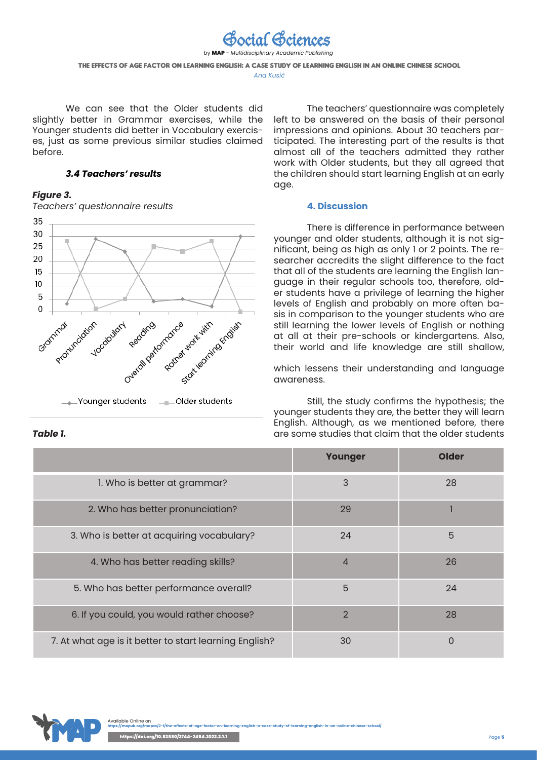We can see that the Older students did slightly better in Grammar exercises, while the Younger students did better in Vocabulary exercises, just as some previous similar studies claimed before.

### 3.4 Teachers' results

***Figure 3.***

*Teachers' questionnaire results*

***Table 1.***

| | Younger | Older |
|---|---|---|
| 1. Who is better at grammar? | 3 | 28 |
| 2. Who has better pronunciation? | 29 | 1 |
| 3. Who is better at acquiring vocabulary? | 24 | 5 |
| 4. Who has better reading skills? | 4 | 26 |
| 5. Who has better performance overall? | 5 | 24 |
| 6. If you could, you would rather choose? | 2 | 28 |
| 7. At what age is it better to start learning English? | 30 | 0 |

The teachers' questionnaire was completely left to be answered on the basis of their personal impressions and opinions. About 30 teachers participated. The interesting part of the results is that almost all of the teachers admitted they rather work with Older students, but they all agreed that the children should start learning English at an early age.

## 4. Discussion

There is difference in performance between younger and older students, although it is not significant, being as high as only 1 or 2 points. The researcher accredits the slight difference to the fact that all of the students are learning the English language in their regular schools too, therefore, older students have a privilege of learning the higher levels of English and probably on more often basis in comparison to the younger students who are still learning the lower levels of English or nothing at all at their pre-schools or kindergartens. Also, their world and life knowledge are still shallow, which lessens their understanding and language awareness.

Still, the study confirms the hypothesis; the younger students they are, the better they will learn English. Although, as we mentioned before, there are some studies that claim that the older students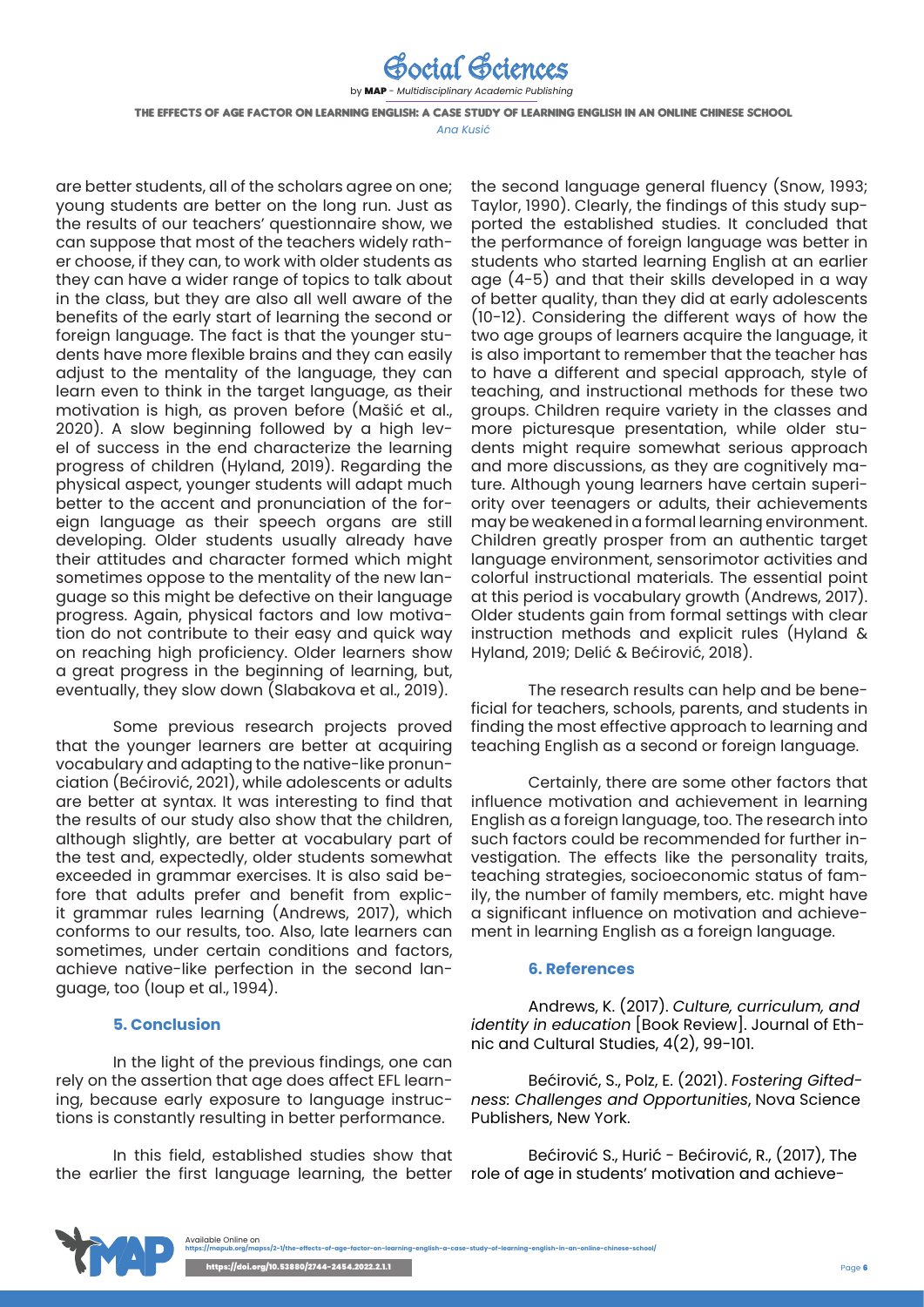are better students, all of the scholars agree on one; young students are better on the long run. Just as the results of our teachers' questionnaire show, we can suppose that most of the teachers widely rather choose, if they can, to work with older students as they can have a wider range of topics to talk about in the class, but they are also all well aware of the benefits of the early start of learning the second or foreign language. The fact is that the younger students have more flexible brains and they can easily adjust to the mentality of the language, they can learn even to think in the target language, as their motivation is high, as proven before (Mašić et al., 2020). A slow beginning followed by a high level of success in the end characterize the learning progress of children (Hyland, 2019). Regarding the physical aspect, younger students will adapt much better to the accent and pronunciation of the foreign language as their speech organs are still developing. Older students usually already have their attitudes and character formed which might sometimes oppose to the mentality of the new language so this might be defective on their language progress. Again, physical factors and low motivation do not contribute to their easy and quick way on reaching high proficiency. Older learners show a great progress in the beginning of learning, but, eventually, they slow down (Slabakova et al., 2019).

Some previous research projects proved that the younger learners are better at acquiring vocabulary and adapting to the native-like pronunciation (Bećirović, 2021), while adolescents or adults are better at syntax. It was interesting to find that the results of our study also show that the children, although slightly, are better at vocabulary part of the test and, expectedly, older students somewhat exceeded in grammar exercises. It is also said before that adults prefer and benefit from explicit grammar rules learning (Andrews, 2017), which conforms to our results, too. Also, late learners can sometimes, under certain conditions and factors, achieve native-like perfection in the second language, too (Ioup et al., 1994).

## 5. Conclusion

In the light of the previous findings, one can rely on the assertion that age does affect EFL learning, because early exposure to language instructions is constantly resulting in better performance.

In this field, established studies show that the earlier the first language learning, the better the second language general fluency (Snow, 1993; Taylor, 1990). Clearly, the findings of this study supported the established studies. It concluded that the performance of foreign language was better in students who started learning English at an earlier age (4-5) and that their skills developed in a way of better quality, than they did at early adolescents (10-12). Considering the different ways of how the two age groups of learners acquire the language, it is also important to remember that the teacher has to have a different and special approach, style of teaching, and instructional methods for these two groups. Children require variety in the classes and more picturesque presentation, while older students might require somewhat serious approach and more discussions, as they are cognitively mature. Although young learners have certain superiority over teenagers or adults, their achievements may be weakened in a formal learning environment. Children greatly prosper from an authentic target language environment, sensorimotor activities and colorful instructional materials. The essential point at this period is vocabulary growth (Andrews, 2017). Older students gain from formal settings with clear instruction methods and explicit rules (Hyland & Hyland, 2019; Delić & Bećirović, 2018).

The research results can help and be beneficial for teachers, schools, parents, and students in finding the most effective approach to learning and teaching English as a second or foreign language.

Certainly, there are some other factors that influence motivation and achievement in learning English as a foreign language, too. The research into such factors could be recommended for further investigation. The effects like the personality traits, teaching strategies, socioeconomic status of family, the number of family members, etc. might have a significant influence on motivation and achievement in learning English as a foreign language.

## 6. References

Andrews, K. (2017). *Culture, curriculum, and identity in education* [Book Review]. Journal of Ethnic and Cultural Studies, 4(2), 99-101.

Bećirović, S., Polz, E. (2021). *Fostering Giftedness: Challenges and Opportunities*, Nova Science Publishers, New York.

Bećirović S., Hurić - Bećirović, R., (2017), The role of age in students' motivation and achieve-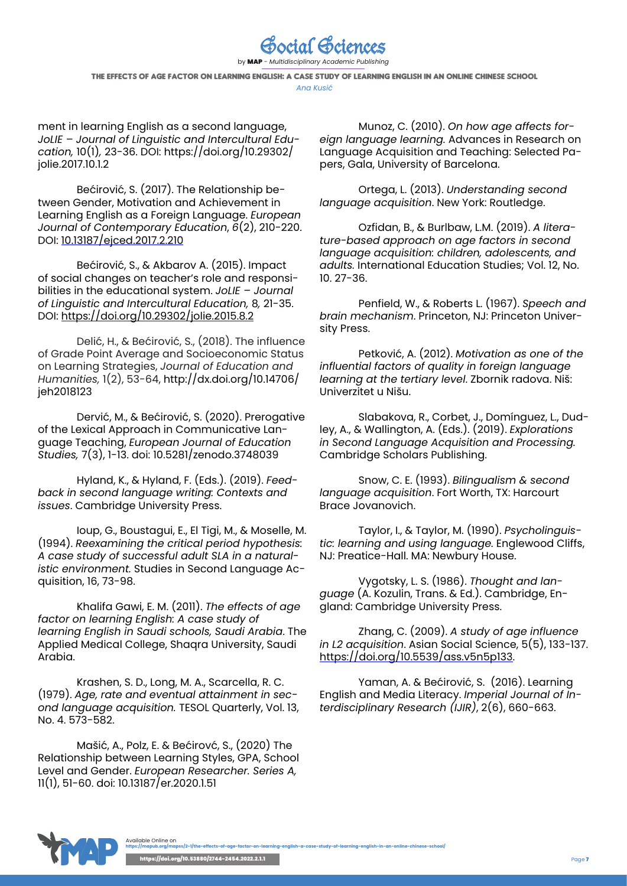ment in learning English as a second language, *JoLIE – Journal of Linguistic and Intercultural Education,* 10(1)*,* 23-36. DOI: https://doi.org/10.29302/jolie.2017.10.1.2

Bećirović, S. (2017). The Relationship between Gender, Motivation and Achievement in Learning English as a Foreign Language. *European Journal of Contemporary Education*, *6*(2), 210-220. DOI: 10.13187/ejced.2017.2.210

Bećirović, S., & Akbarov A. (2015). Impact of social changes on teacher's role and responsibilities in the educational system. *JoLIE – Journal of Linguistic and Intercultural Education,* 8*,* 21-35. DOI: https://doi.org/10.29302/jolie.2015.8.2

Delić, H., & Bećirović, S., (2018). The influence of Grade Point Average and Socioeconomic Status on Learning Strategies, *Journal of Education and Humanities,* 1(2), 53-64, http://dx.doi.org/10.14706/jeh2018123

Dervić, M., & Bećirović, S. (2020). Prerogative of the Lexical Approach in Communicative Language Teaching, *European Journal of Education Studies,* 7(3), 1-13. doi: 10.5281/zenodo.3748039

Hyland, K., & Hyland, F. (Eds.). (2019). *Feedback in second language writing*: *Contexts and issues*. Cambridge University Press.

Ioup, G., Boustagui, E., El Tigi, M., & Moselle, M. (1994). *Reexamining the critical period hypothesis*: *A case study of successful adult SLA in a naturalistic environment.* Studies in Second Language Acquisition, 16, 73-98.

Khalifa Gawi, E. M. (2011). *The effects of age factor on learning English*: *A case study of learning English in Saudi schools, Saudi Arabia*. The Applied Medical College, Shaqra University, Saudi Arabia.

Krashen, S. D., Long, M. A., Scarcella, R. C. (1979). *Age, rate and eventual attainment in second language acquisition.* TESOL Quarterly, Vol. 13, No. 4. 573-582.

Mašić, A., Polz, E. & Bećirovć, S., (2020) The Relationship between Learning Styles, GPA, School Level and Gender. *European Researcher. Series A,* 11(1), 51-60. doi: 10.13187/er.2020.1.51

Munoz, C. (2010). *On how age affects foreign language learning.* Advances in Research on Language Acquisition and Teaching: Selected Papers, Gala, University of Barcelona.

Ortega, L. (2013). *Understanding second language acquisition*. New York: Routledge.

Ozfidan, B., & Burlbaw, L.M. (2019). *A literature-based approach on age factors in second language acquisition*: *children, adolescents, and adults.* International Education Studies; Vol. 12, No. 10. 27-36.

Penfield, W., & Roberts L. (1967). *Speech and brain mechanism*. Princeton, NJ: Princeton University Press.

Petković, A. (2012). *Motivation as one of the influential factors of quality in foreign language learning at the tertiary level*. Zbornik radova. Niš: Univerzitet u Nišu.

Slabakova, R., Corbet, J., Domínguez, L., Dudley, A., & Wallington, A. (Eds.). (2019). *Explorations in Second Language Acquisition and Processing.* Cambridge Scholars Publishing.

Snow, C. E. (1993). *Bilingualism & second language acquisition*. Fort Worth, TX: Harcourt Brace Jovanovich.

Taylor, I., & Taylor, M. (1990). *Psycholinguistic: learning and using language.* Englewood Cliffs, NJ: Preatice-Hall. MA: Newbury House.

Vygotsky, L. S. (1986). *Thought and language* (A. Kozulin, Trans. & Ed.). Cambridge, England: Cambridge University Press.

Zhang, C. (2009). *A study of age influence in L2 acquisition*. Asian Social Science, 5(5), 133-137. https://doi.org/10.5539/ass.v5n5p133.

Yaman, A. & Bećirović, S. (2016). Learning English and Media Literacy. *Imperial Journal of Interdisciplinary Research (IJIR)*, 2(6), 660-663.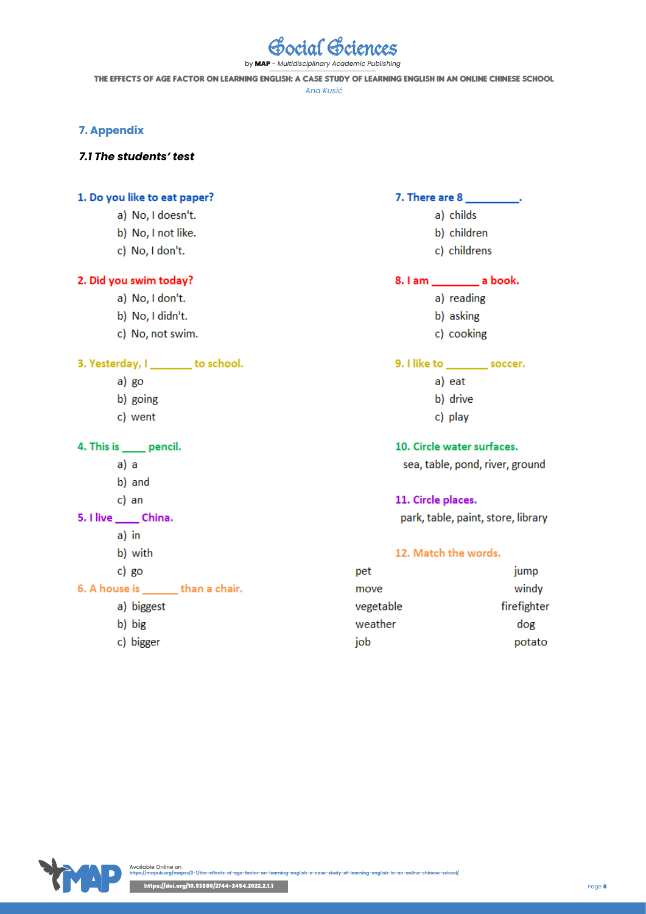## 7. Appendix

### *7.1 The students' test*

**1. Do you like to eat paper?**

a) No, I doesn't.
b) No, I not like.
c) No, I don't.

**2. Did you swim today?**

a) No, I don't.
b) No, I didn't.
c) No, not swim.

**3. Yesterday, I _______ to school.**

a) go
b) going
c) went

**4. This is ____ pencil.**

a) a
b) and
c) an

**5. I live ____ China.**

a) in
b) with
c) go

**6. A house is ______ than a chair.**

a) biggest
b) big
c) bigger

**7. There are 8 _________.**

a) childs
b) children
c) childrens

**8. I am ________ a book.**

a) reading
b) asking
c) cooking

**9. I like to _______ soccer.**

a) eat
b) drive
c) play

**10. Circle water surfaces.**

sea, table, pond, river, ground

**11. Circle places.**

park, table, paint, store, library

**12. Match the words.**

| | |
|---|---|
| pet | jump |
| move | windy |
| vegetable | firefighter |
| weather | dog |
| job | potato |